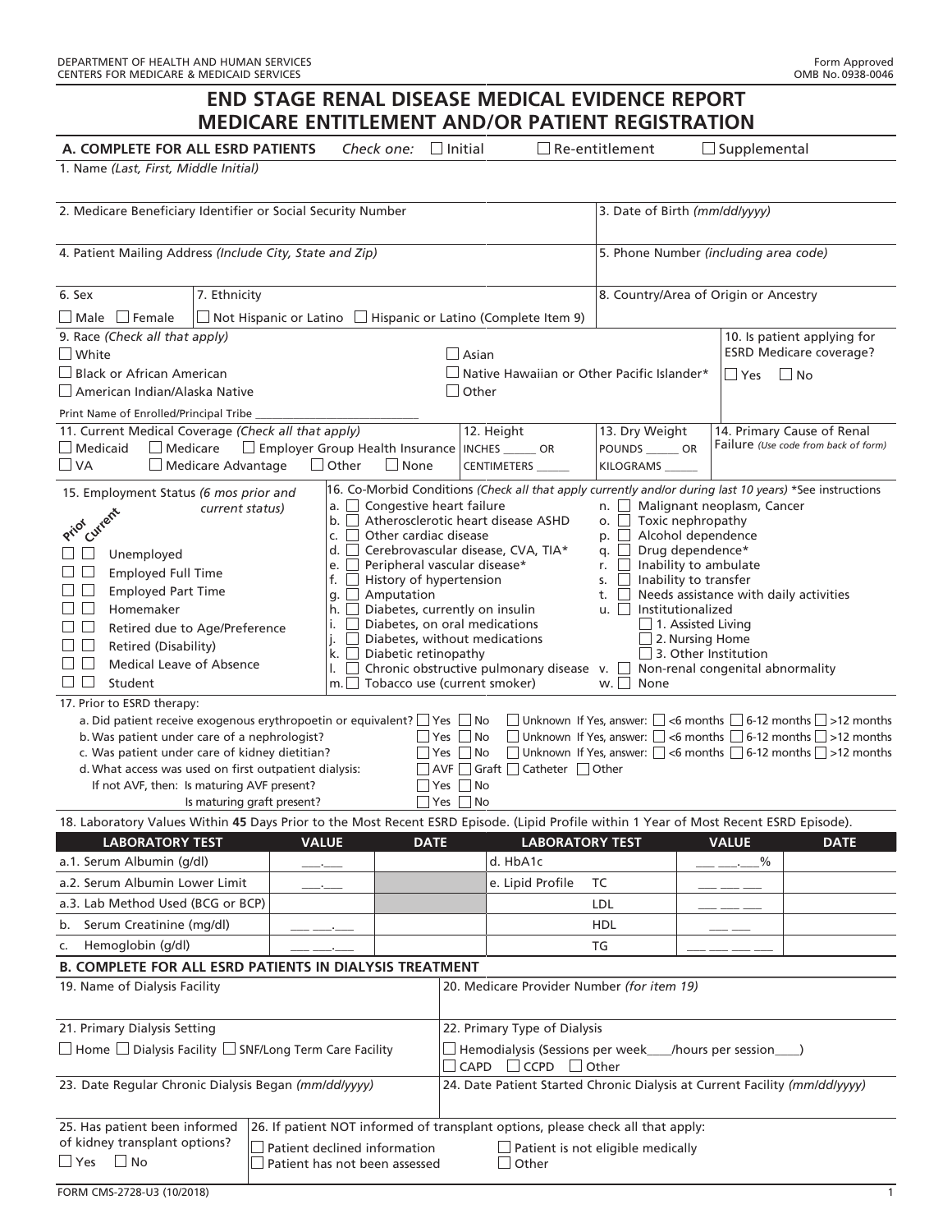DEPARTMENT OF HEALTH AND HUMAN SERVICES
CENTERS FOR MEDICARE & MEDICAID SERVICES

Form Approved
OMB No. 0938-0046

# END STAGE RENAL DISEASE MEDICAL EVIDENCE REPORT MEDICARE ENTITLEMENT AND/OR PATIENT REGISTRATION

## A. COMPLETE FOR ALL ESRD PATIENTS

*Check one:* ☐ Initial ☐ Re-entitlement ☐ Supplemental

1. Name *(Last, First, Middle Initial)*

2. Medicare Beneficiary Identifier or Social Security Number

3. Date of Birth *(mm/dd/yyyy)*

4. Patient Mailing Address *(Include City, State and Zip)*

5. Phone Number *(including area code)*

6. Sex
☐ Male ☐ Female

7. Ethnicity
☐ Not Hispanic or Latino ☐ Hispanic or Latino (Complete Item 9)

8. Country/Area of Origin or Ancestry

9. Race *(Check all that apply)*
☐ White
☐ Black or African American
☐ American Indian/Alaska Native
☐ Asian
☐ Native Hawaiian or Other Pacific Islander*
☐ Other

Print Name of Enrolled/Principal Tribe ___________________________

10. Is patient applying for ESRD Medicare coverage?
☐ Yes ☐ No

11. Current Medical Coverage *(Check all that apply)*
☐ Medicaid ☐ Medicare ☐ Employer Group Health Insurance
☐ VA ☐ Medicare Advantage ☐ Other ☐ None

12. Height
INCHES ______ OR
CENTIMETERS ______

13. Dry Weight
POUNDS ______ OR
KILOGRAMS ______

14. Primary Cause of Renal Failure *(Use code from back of form)*

15. Employment Status *(6 mos prior and current status)*

| Prior | Current | |
|---|---|---|
| ☐ | ☐ | Unemployed |
| ☐ | ☐ | Employed Full Time |
| ☐ | ☐ | Employed Part Time |
| ☐ | ☐ | Homemaker |
| ☐ | ☐ | Retired due to Age/Preference |
| ☐ | ☐ | Retired (Disability) |
| ☐ | ☐ | Medical Leave of Absence |
| ☐ | ☐ | Student |

16. Co-Morbid Conditions *(Check all that apply currently and/or during last 10 years)* *See instructions

- a. ☐ Congestive heart failure
- b. ☐ Atherosclerotic heart disease ASHD
- c. ☐ Other cardiac disease
- d. ☐ Cerebrovascular disease, CVA, TIA*
- e. ☐ Peripheral vascular disease*
- f. ☐ History of hypertension
- g. ☐ Amputation
- h. ☐ Diabetes, currently on insulin
- i. ☐ Diabetes, on oral medications
- j. ☐ Diabetes, without medications
- k. ☐ Diabetic retinopathy
- l. ☐ Chronic obstructive pulmonary disease
- m. ☐ Tobacco use (current smoker)
- n. ☐ Malignant neoplasm, Cancer
- o. ☐ Toxic nephropathy
- p. ☐ Alcohol dependence
- q. ☐ Drug dependence*
- r. ☐ Inability to ambulate
- s. ☐ Inability to transfer
- t. ☐ Needs assistance with daily activities
- u. ☐ Institutionalized
  - ☐ 1. Assisted Living
  - ☐ 2. Nursing Home
  - ☐ 3. Other Institution
- v. ☐ Non-renal congenital abnormality
- w. ☐ None

17. Prior to ESRD therapy:

a. Did patient receive exogenous erythropoetin or equivalent? ☐ Yes ☐ No ☐ Unknown If Yes, answer: ☐ <6 months ☐ 6-12 months ☐ >12 months

b. Was patient under care of a nephrologist? ☐ Yes ☐ No ☐ Unknown If Yes, answer: ☐ <6 months ☐ 6-12 months ☐ >12 months

c. Was patient under care of kidney dietitian? ☐ Yes ☐ No ☐ Unknown If Yes, answer: ☐ <6 months ☐ 6-12 months ☐ >12 months

d. What access was used on first outpatient dialysis: ☐ AVF ☐ Graft ☐ Catheter ☐ Other

If not AVF, then: Is maturing AVF present? ☐ Yes ☐ No

Is maturing graft present? ☐ Yes ☐ No

18. Laboratory Values Within **45** Days Prior to the Most Recent ESRD Episode. (Lipid Profile within 1 Year of Most Recent ESRD Episode).

| LABORATORY TEST | VALUE | DATE | LABORATORY TEST | | VALUE | DATE |
|---|---|---|---|---|---|---|
| a.1. Serum Albumin (g/dl) | ___.___ | | d. HbA1c | | ___ ___.___% | |
| a.2. Serum Albumin Lower Limit | ___.___ | | e. Lipid Profile | TC | ___ ___ ___ | |
| a.3. Lab Method Used (BCG or BCP) | | | | LDL | ___ ___ ___ | |
| b. Serum Creatinine (mg/dl) | ___ ___.___ | | | HDL | ___ ___ | |
| c. Hemoglobin (g/dl) | ___ ___.___ | | | TG | ___ ___ ___ ___ | |

## B. COMPLETE FOR ALL ESRD PATIENTS IN DIALYSIS TREATMENT

19. Name of Dialysis Facility

20. Medicare Provider Number *(for item 19)*

21. Primary Dialysis Setting
☐ Home ☐ Dialysis Facility ☐ SNF/Long Term Care Facility

22. Primary Type of Dialysis
☐ Hemodialysis (Sessions per week____/hours per session____)
☐ CAPD ☐ CCPD ☐ Other

23. Date Regular Chronic Dialysis Began *(mm/dd/yyyy)*

24. Date Patient Started Chronic Dialysis at Current Facility *(mm/dd/yyyy)*

25. Has patient been informed of kidney transplant options?
☐ Yes ☐ No

26. If patient NOT informed of transplant options, please check all that apply:
☐ Patient declined information ☐ Patient is not eligible medically
☐ Patient has not been assessed ☐ Other

FORM CMS-2728-U3 (10/2018)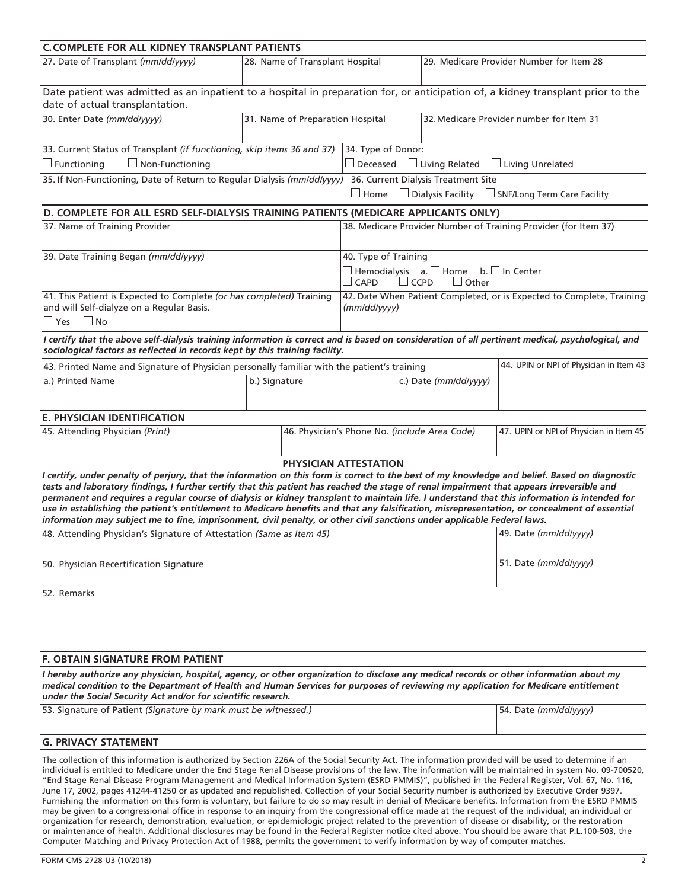## C. COMPLETE FOR ALL KIDNEY TRANSPLANT PATIENTS

| 27. Date of Transplant *(mm/dd/yyyy)* | 28. Name of Transplant Hospital | 29. Medicare Provider Number for Item 28 |
|---|---|---|
| | | |

Date patient was admitted as an inpatient to a hospital in preparation for, or anticipation of, a kidney transplant prior to the date of actual transplantation.

| 30. Enter Date *(mm/dd/yyyy)* | 31. Name of Preparation Hospital | 32. Medicare Provider number for Item 31 |
|---|---|---|
| | | |

| 33. Current Status of Transplant *(if functioning, skip items 36 and 37)* | 34. Type of Donor: |
|---|---|
| ☐ Functioning ☐ Non-Functioning | ☐ Deceased ☐ Living Related ☐ Living Unrelated |
| 35. If Non-Functioning, Date of Return to Regular Dialysis *(mm/dd/yyyy)* | 36. Current Dialysis Treatment Site |
| | ☐ Home ☐ Dialysis Facility ☐ SNF/Long Term Care Facility |

## D. COMPLETE FOR ALL ESRD SELF-DIALYSIS TRAINING PATIENTS (MEDICARE APPLICANTS ONLY)

| 37. Name of Training Provider | 38. Medicare Provider Number of Training Provider (for Item 37) |
|---|---|
| 39. Date Training Began *(mm/dd/yyyy)* | 40. Type of Training<br>☐ Hemodialysis a. ☐ Home b. ☐ In Center<br>☐ CAPD ☐ CCPD ☐ Other |
| 41. This Patient is Expected to Complete *(or has completed)* Training and will Self-dialyze on a Regular Basis.<br>☐ Yes ☐ No | 42. Date When Patient Completed, or is Expected to Complete, Training *(mm/dd/yyyy)* |

***I certify that the above self-dialysis training information is correct and is based on consideration of all pertinent medical, psychological, and sociological factors as reflected in records kept by this training facility.***

| 43. Printed Name and Signature of Physician personally familiar with the patient's training | | | 44. UPIN or NPI of Physician in Item 43 |
|---|---|---|---|
| a.) Printed Name | b.) Signature | c.) Date *(mm/dd/yyyy)* | |

## E. PHYSICIAN IDENTIFICATION

| 45. Attending Physician *(Print)* | 46. Physician's Phone No. *(include Area Code)* | 47. UPIN or NPI of Physician in Item 45 |
|---|---|---|
| | | |

### PHYSICIAN ATTESTATION

***I certify, under penalty of perjury, that the information on this form is correct to the best of my knowledge and belief. Based on diagnostic tests and laboratory findings, I further certify that this patient has reached the stage of renal impairment that appears irreversible and permanent and requires a regular course of dialysis or kidney transplant to maintain life. I understand that this information is intended for use in establishing the patient's entitlement to Medicare benefits and that any falsification, misrepresentation, or concealment of essential information may subject me to fine, imprisonment, civil penalty, or other civil sanctions under applicable Federal laws.***

| 48. Attending Physician's Signature of Attestation *(Same as Item 45)* | 49. Date *(mm/dd/yyyy)* |
|---|---|
| 50. Physician Recertification Signature | 51. Date *(mm/dd/yyyy)* |

52. Remarks

## F. OBTAIN SIGNATURE FROM PATIENT

***I hereby authorize any physician, hospital, agency, or other organization to disclose any medical records or other information about my medical condition to the Department of Health and Human Services for purposes of reviewing my application for Medicare entitlement under the Social Security Act and/or for scientific research.***

| 53. Signature of Patient *(Signature by mark must be witnessed.)* | 54. Date *(mm/dd/yyyy)* |
|---|---|
| | |

## G. PRIVACY STATEMENT

The collection of this information is authorized by Section 226A of the Social Security Act. The information provided will be used to determine if an individual is entitled to Medicare under the End Stage Renal Disease provisions of the law. The information will be maintained in system No. 09-700520, "End Stage Renal Disease Program Management and Medical Information System (ESRD PMMIS)", published in the Federal Register, Vol. 67, No. 116, June 17, 2002, pages 41244-41250 or as updated and republished. Collection of your Social Security number is authorized by Executive Order 9397. Furnishing the information on this form is voluntary, but failure to do so may result in denial of Medicare benefits. Information from the ESRD PMMIS may be given to a congressional office in response to an inquiry from the congressional office made at the request of the individual; an individual or organization for research, demonstration, evaluation, or epidemiologic project related to the prevention of disease or disability, or the restoration or maintenance of health. Additional disclosures may be found in the Federal Register notice cited above. You should be aware that P.L.100-503, the Computer Matching and Privacy Protection Act of 1988, permits the government to verify information by way of computer matches.

FORM CMS-2728-U3 (10/2018)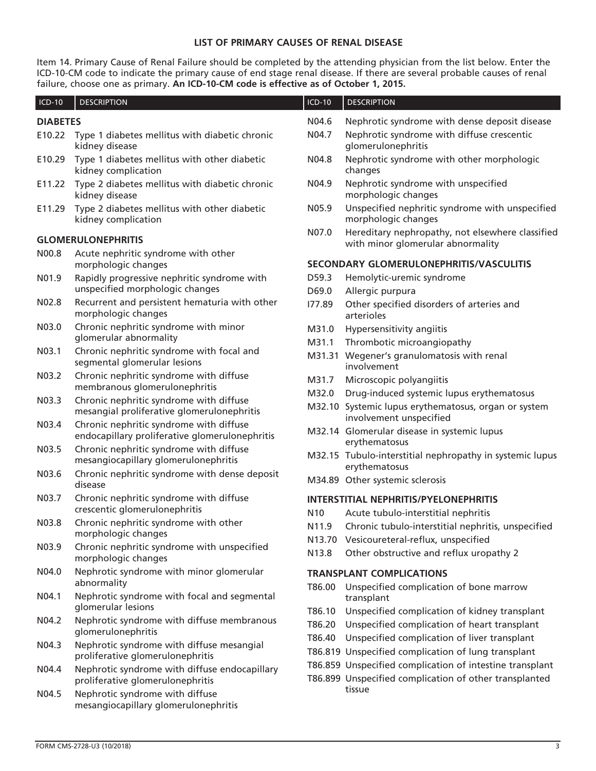## LIST OF PRIMARY CAUSES OF RENAL DISEASE

Item 14. Primary Cause of Renal Failure should be completed by the attending physician from the list below. Enter the ICD-10-CM code to indicate the primary cause of end stage renal disease. If there are several probable causes of renal failure, choose one as primary. **An ICD-10-CM code is effective as of October 1, 2015.**

| ICD-10 | DESCRIPTION |
|---|---|
| **DIABETES** | |
| E10.22 | Type 1 diabetes mellitus with diabetic chronic kidney disease |
| E10.29 | Type 1 diabetes mellitus with other diabetic kidney complication |
| E11.22 | Type 2 diabetes mellitus with diabetic chronic kidney disease |
| E11.29 | Type 2 diabetes mellitus with other diabetic kidney complication |
| **GLOMERULONEPHRITIS** | |
| N00.8 | Acute nephritic syndrome with other morphologic changes |
| N01.9 | Rapidly progressive nephritic syndrome with unspecified morphologic changes |
| N02.8 | Recurrent and persistent hematuria with other morphologic changes |
| N03.0 | Chronic nephritic syndrome with minor glomerular abnormality |
| N03.1 | Chronic nephritic syndrome with focal and segmental glomerular lesions |
| N03.2 | Chronic nephritic syndrome with diffuse membranous glomerulonephritis |
| N03.3 | Chronic nephritic syndrome with diffuse mesangial proliferative glomerulonephritis |
| N03.4 | Chronic nephritic syndrome with diffuse endocapillary proliferative glomerulonephritis |
| N03.5 | Chronic nephritic syndrome with diffuse mesangiocapillary glomerulonephritis |
| N03.6 | Chronic nephritic syndrome with dense deposit disease |
| N03.7 | Chronic nephritic syndrome with diffuse crescentic glomerulonephritis |
| N03.8 | Chronic nephritic syndrome with other morphologic changes |
| N03.9 | Chronic nephritic syndrome with unspecified morphologic changes |
| N04.0 | Nephrotic syndrome with minor glomerular abnormality |
| N04.1 | Nephrotic syndrome with focal and segmental glomerular lesions |
| N04.2 | Nephrotic syndrome with diffuse membranous glomerulonephritis |
| N04.3 | Nephrotic syndrome with diffuse mesangial proliferative glomerulonephritis |
| N04.4 | Nephrotic syndrome with diffuse endocapillary proliferative glomerulonephritis |
| N04.5 | Nephrotic syndrome with diffuse mesangiocapillary glomerulonephritis |
| N04.6 | Nephrotic syndrome with dense deposit disease |
| N04.7 | Nephrotic syndrome with diffuse crescentic glomerulonephritis |
| N04.8 | Nephrotic syndrome with other morphologic changes |
| N04.9 | Nephrotic syndrome with unspecified morphologic changes |
| N05.9 | Unspecified nephritic syndrome with unspecified morphologic changes |
| N07.0 | Hereditary nephropathy, not elsewhere classified with minor glomerular abnormality |
| **SECONDARY GLOMERULONEPHRITIS/VASCULITIS** | |
| D59.3 | Hemolytic-uremic syndrome |
| D69.0 | Allergic purpura |
| I77.89 | Other specified disorders of arteries and arterioles |
| M31.0 | Hypersensitivity angiitis |
| M31.1 | Thrombotic microangiopathy |
| M31.31 | Wegener's granulomatosis with renal involvement |
| M31.7 | Microscopic polyangiitis |
| M32.0 | Drug-induced systemic lupus erythematosus |
| M32.10 | Systemic lupus erythematosus, organ or system involvement unspecified |
| M32.14 | Glomerular disease in systemic lupus erythematosus |
| M32.15 | Tubulo-interstitial nephropathy in systemic lupus erythematosus |
| M34.89 | Other systemic sclerosis |
| **INTERSTITIAL NEPHRITIS/PYELONEPHRITIS** | |
| N10 | Acute tubulo-interstitial nephritis |
| N11.9 | Chronic tubulo-interstitial nephritis, unspecified |
| N13.70 | Vesicoureteral-reflux, unspecified |
| N13.8 | Other obstructive and reflux uropathy 2 |
| **TRANSPLANT COMPLICATIONS** | |
| T86.00 | Unspecified complication of bone marrow transplant |
| T86.10 | Unspecified complication of kidney transplant |
| T86.20 | Unspecified complication of heart transplant |
| T86.40 | Unspecified complication of liver transplant |
| T86.819 | Unspecified complication of lung transplant |
| T86.859 | Unspecified complication of intestine transplant |
| T86.899 | Unspecified complication of other transplanted tissue |

FORM CMS-2728-U3 (10/2018)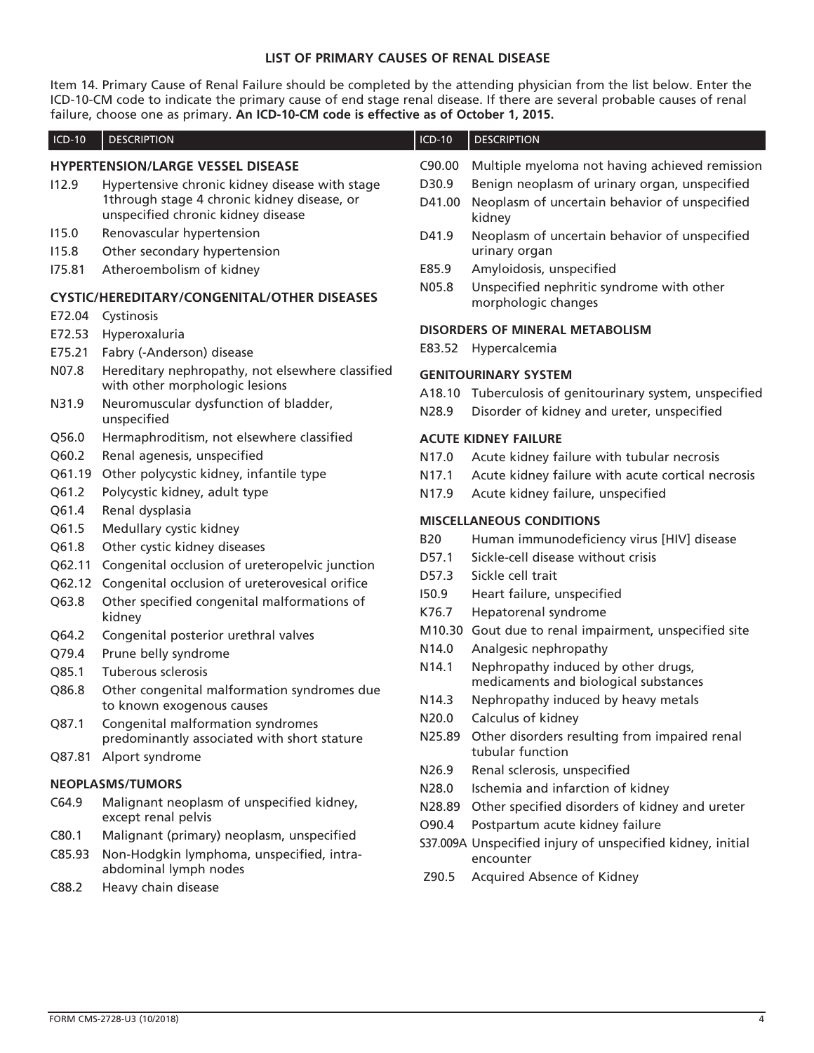# LIST OF PRIMARY CAUSES OF RENAL DISEASE

Item 14. Primary Cause of Renal Failure should be completed by the attending physician from the list below. Enter the ICD-10-CM code to indicate the primary cause of end stage renal disease. If there are several probable causes of renal failure, choose one as primary. **An ICD-10-CM code is effective as of October 1, 2015.**

| ICD-10 | DESCRIPTION |
|---|---|
| **HYPERTENSION/LARGE VESSEL DISEASE** | |
| I12.9 | Hypertensive chronic kidney disease with stage 1through stage 4 chronic kidney disease, or unspecified chronic kidney disease |
| I15.0 | Renovascular hypertension |
| I15.8 | Other secondary hypertension |
| I75.81 | Atheroembolism of kidney |
| **CYSTIC/HEREDITARY/CONGENITAL/OTHER DISEASES** | |
| E72.04 | Cystinosis |
| E72.53 | Hyperoxaluria |
| E75.21 | Fabry (-Anderson) disease |
| N07.8 | Hereditary nephropathy, not elsewhere classified with other morphologic lesions |
| N31.9 | Neuromuscular dysfunction of bladder, unspecified |
| Q56.0 | Hermaphroditism, not elsewhere classified |
| Q60.2 | Renal agenesis, unspecified |
| Q61.19 | Other polycystic kidney, infantile type |
| Q61.2 | Polycystic kidney, adult type |
| Q61.4 | Renal dysplasia |
| Q61.5 | Medullary cystic kidney |
| Q61.8 | Other cystic kidney diseases |
| Q62.11 | Congenital occlusion of ureteropelvic junction |
| Q62.12 | Congenital occlusion of ureterovesical orifice |
| Q63.8 | Other specified congenital malformations of kidney |
| Q64.2 | Congenital posterior urethral valves |
| Q79.4 | Prune belly syndrome |
| Q85.1 | Tuberous sclerosis |
| Q86.8 | Other congenital malformation syndromes due to known exogenous causes |
| Q87.1 | Congenital malformation syndromes predominantly associated with short stature |
| Q87.81 | Alport syndrome |
| **NEOPLASMS/TUMORS** | |
| C64.9 | Malignant neoplasm of unspecified kidney, except renal pelvis |
| C80.1 | Malignant (primary) neoplasm, unspecified |
| C85.93 | Non-Hodgkin lymphoma, unspecified, intra-abdominal lymph nodes |
| C88.2 | Heavy chain disease |
| C90.00 | Multiple myeloma not having achieved remission |
| D30.9 | Benign neoplasm of urinary organ, unspecified |
| D41.00 | Neoplasm of uncertain behavior of unspecified kidney |
| D41.9 | Neoplasm of uncertain behavior of unspecified urinary organ |
| E85.9 | Amyloidosis, unspecified |
| N05.8 | Unspecified nephritic syndrome with other morphologic changes |
| **DISORDERS OF MINERAL METABOLISM** | |
| E83.52 | Hypercalcemia |
| **GENITOURINARY SYSTEM** | |
| A18.10 | Tuberculosis of genitourinary system, unspecified |
| N28.9 | Disorder of kidney and ureter, unspecified |
| **ACUTE KIDNEY FAILURE** | |
| N17.0 | Acute kidney failure with tubular necrosis |
| N17.1 | Acute kidney failure with acute cortical necrosis |
| N17.9 | Acute kidney failure, unspecified |
| **MISCELLANEOUS CONDITIONS** | |
| B20 | Human immunodeficiency virus [HIV] disease |
| D57.1 | Sickle-cell disease without crisis |
| D57.3 | Sickle cell trait |
| I50.9 | Heart failure, unspecified |
| K76.7 | Hepatorenal syndrome |
| M10.30 | Gout due to renal impairment, unspecified site |
| N14.0 | Analgesic nephropathy |
| N14.1 | Nephropathy induced by other drugs, medicaments and biological substances |
| N14.3 | Nephropathy induced by heavy metals |
| N20.0 | Calculus of kidney |
| N25.89 | Other disorders resulting from impaired renal tubular function |
| N26.9 | Renal sclerosis, unspecified |
| N28.0 | Ischemia and infarction of kidney |
| N28.89 | Other specified disorders of kidney and ureter |
| O90.4 | Postpartum acute kidney failure |
| S37.009A | Unspecified injury of unspecified kidney, initial encounter |
| Z90.5 | Acquired Absence of Kidney |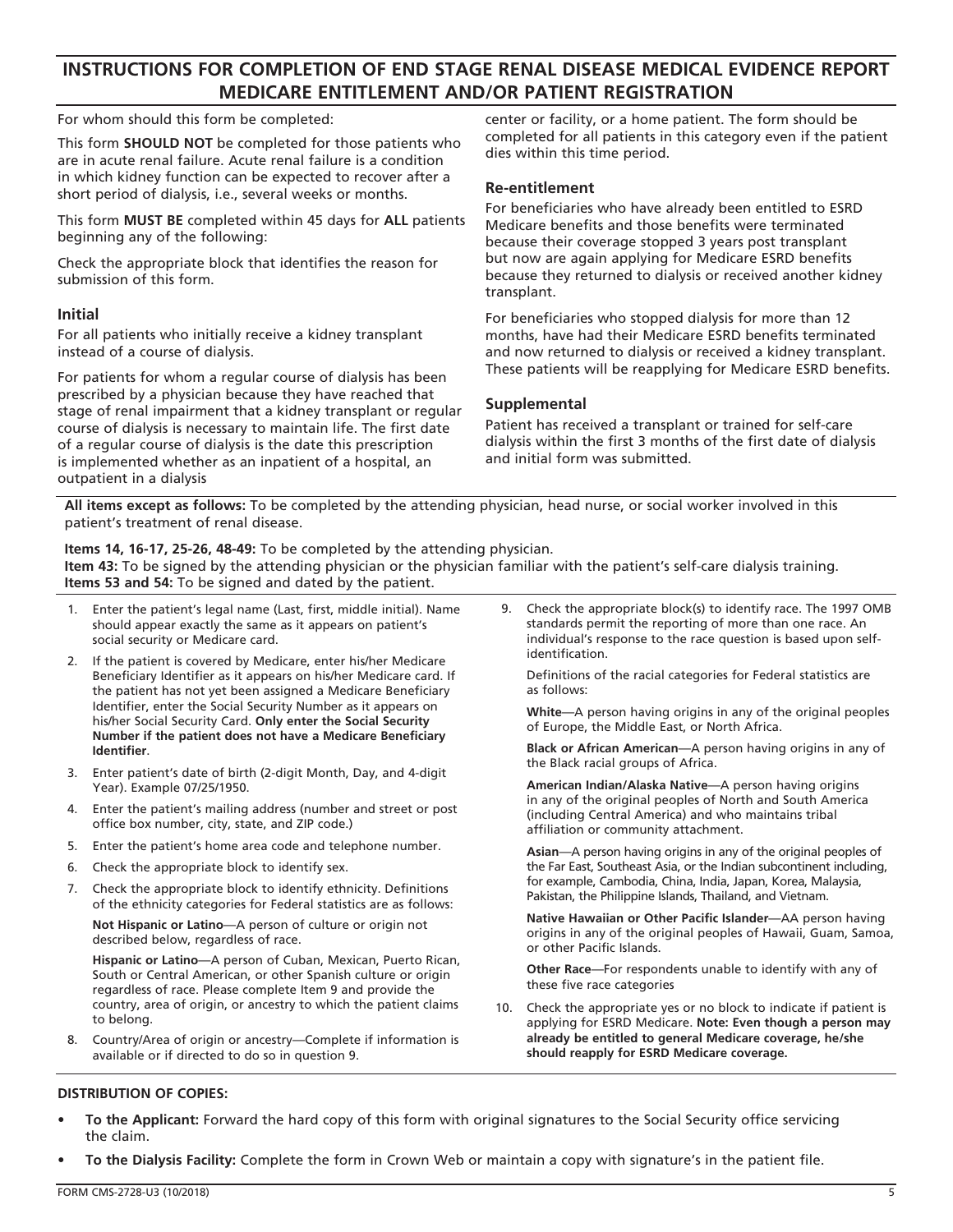# INSTRUCTIONS FOR COMPLETION OF END STAGE RENAL DISEASE MEDICAL EVIDENCE REPORT MEDICARE ENTITLEMENT AND/OR PATIENT REGISTRATION

For whom should this form be completed:

This form **SHOULD NOT** be completed for those patients who are in acute renal failure. Acute renal failure is a condition in which kidney function can be expected to recover after a short period of dialysis, i.e., several weeks or months.

This form **MUST BE** completed within 45 days for **ALL** patients beginning any of the following:

Check the appropriate block that identifies the reason for submission of this form.

### Initial

For all patients who initially receive a kidney transplant instead of a course of dialysis.

For patients for whom a regular course of dialysis has been prescribed by a physician because they have reached that stage of renal impairment that a kidney transplant or regular course of dialysis is necessary to maintain life. The first date of a regular course of dialysis is the date this prescription is implemented whether as an inpatient of a hospital, an outpatient in a dialysis center or facility, or a home patient. The form should be completed for all patients in this category even if the patient dies within this time period.

### Re-entitlement

For beneficiaries who have already been entitled to ESRD Medicare benefits and those benefits were terminated because their coverage stopped 3 years post transplant but now are again applying for Medicare ESRD benefits because they returned to dialysis or received another kidney transplant.

For beneficiaries who stopped dialysis for more than 12 months, have had their Medicare ESRD benefits terminated and now returned to dialysis or received a kidney transplant. These patients will be reapplying for Medicare ESRD benefits.

### Supplemental

Patient has received a transplant or trained for self-care dialysis within the first 3 months of the first date of dialysis and initial form was submitted.

**All items except as follows:** To be completed by the attending physician, head nurse, or social worker involved in this patient's treatment of renal disease.

**Items 14, 16-17, 25-26, 48-49:** To be completed by the attending physician.
**Item 43:** To be signed by the attending physician or the physician familiar with the patient's self-care dialysis training.
**Items 53 and 54:** To be signed and dated by the patient.

1. Enter the patient's legal name (Last, first, middle initial). Name should appear exactly the same as it appears on patient's social security or Medicare card.
2. If the patient is covered by Medicare, enter his/her Medicare Beneficiary Identifier as it appears on his/her Medicare card. If the patient has not yet been assigned a Medicare Beneficiary Identifier, enter the Social Security Number as it appears on his/her Social Security Card. **Only enter the Social Security Number if the patient does not have a Medicare Beneficiary Identifier**.
3. Enter patient's date of birth (2-digit Month, Day, and 4-digit Year). Example 07/25/1950.
4. Enter the patient's mailing address (number and street or post office box number, city, state, and ZIP code.)
5. Enter the patient's home area code and telephone number.
6. Check the appropriate block to identify sex.
7. Check the appropriate block to identify ethnicity. Definitions of the ethnicity categories for Federal statistics are as follows:

   **Not Hispanic or Latino**—A person of culture or origin not described below, regardless of race.

   **Hispanic or Latino**—A person of Cuban, Mexican, Puerto Rican, South or Central American, or other Spanish culture or origin regardless of race. Please complete Item 9 and provide the country, area of origin, or ancestry to which the patient claims to belong.
8. Country/Area of origin or ancestry—Complete if information is available or if directed to do so in question 9.
9. Check the appropriate block(s) to identify race. The 1997 OMB standards permit the reporting of more than one race. An individual's response to the race question is based upon self-identification.

   Definitions of the racial categories for Federal statistics are as follows:

   **White**—A person having origins in any of the original peoples of Europe, the Middle East, or North Africa.

   **Black or African American**—A person having origins in any of the Black racial groups of Africa.

   **American Indian/Alaska Native**—A person having origins in any of the original peoples of North and South America (including Central America) and who maintains tribal affiliation or community attachment.

   **Asian**—A person having origins in any of the original peoples of the Far East, Southeast Asia, or the Indian subcontinent including, for example, Cambodia, China, India, Japan, Korea, Malaysia, Pakistan, the Philippine Islands, Thailand, and Vietnam.

   **Native Hawaiian or Other Pacific Islander**—AA person having origins in any of the original peoples of Hawaii, Guam, Samoa, or other Pacific Islands.

   **Other Race**—For respondents unable to identify with any of these five race categories
10. Check the appropriate yes or no block to indicate if patient is applying for ESRD Medicare. **Note: Even though a person may already be entitled to general Medicare coverage, he/she should reapply for ESRD Medicare coverage.**

**DISTRIBUTION OF COPIES:**

- **To the Applicant:** Forward the hard copy of this form with original signatures to the Social Security office servicing the claim.
- **To the Dialysis Facility:** Complete the form in Crown Web or maintain a copy with signature's in the patient file.

FORM CMS-2728-U3 (10/2018)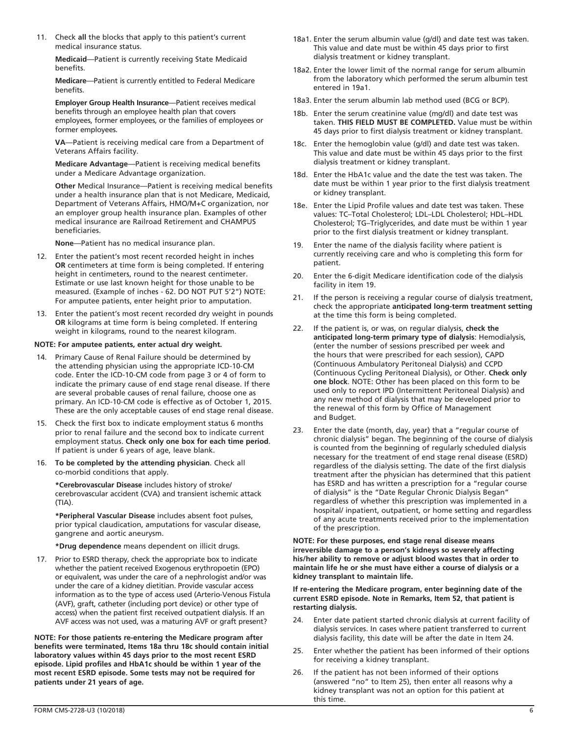11. Check **all** the blocks that apply to this patient's current medical insurance status.

    **Medicaid**—Patient is currently receiving State Medicaid benefits.

    **Medicare**—Patient is currently entitled to Federal Medicare benefits.

    **Employer Group Health Insurance**—Patient receives medical benefits through an employee health plan that covers employees, former employees, or the families of employees or former employees.

    **VA**—Patient is receiving medical care from a Department of Veterans Affairs facility.

    **Medicare Advantage**—Patient is receiving medical benefits under a Medicare Advantage organization.

    **Other** Medical Insurance—Patient is receiving medical benefits under a health insurance plan that is not Medicare, Medicaid, Department of Veterans Affairs, HMO/M+C organization, nor an employer group health insurance plan. Examples of other medical insurance are Railroad Retirement and CHAMPUS beneficiaries.

    **None**—Patient has no medical insurance plan.

12. Enter the patient's most recent recorded height in inches **OR** centimeters at time form is being completed. If entering height in centimeters, round to the nearest centimeter. Estimate or use last known height for those unable to be measured. (Example of inches - 62. DO NOT PUT 5'2") NOTE: For amputee patients, enter height prior to amputation.

13. Enter the patient's most recent recorded dry weight in pounds **OR** kilograms at time form is being completed. If entering weight in kilograms, round to the nearest kilogram.

**NOTE: For amputee patients, enter actual dry weight.**

14. Primary Cause of Renal Failure should be determined by the attending physician using the appropriate ICD-10-CM code. Enter the ICD-10-CM code from page 3 or 4 of form to indicate the primary cause of end stage renal disease. If there are several probable causes of renal failure, choose one as primary. An ICD-10-CM code is effective as of October 1, 2015. These are the only acceptable causes of end stage renal disease.

15. Check the first box to indicate employment status 6 months prior to renal failure and the second box to indicate current employment status. **Check only one box for each time period**. If patient is under 6 years of age, leave blank.

16. **To be completed by the attending physician**. Check all co-morbid conditions that apply.

    ***Cerebrovascular Disease** includes history of stroke/ cerebrovascular accident (CVA) and transient ischemic attack (TIA).

    ***Peripheral Vascular Disease** includes absent foot pulses, prior typical claudication, amputations for vascular disease, gangrene and aortic aneurysm.

    ***Drug dependence** means dependent on illicit drugs.

17. Prior to ESRD therapy, check the appropriate box to indicate whether the patient received Exogenous erythropoetin (EPO) or equivalent, was under the care of a nephrologist and/or was under the care of a kidney dietitian. Provide vascular access information as to the type of access used (Arterio-Venous Fistula (AVF), graft, catheter (including port device) or other type of access) when the patient first received outpatient dialysis. If an AVF access was not used, was a maturing AVF or graft present?

**NOTE: For those patients re-entering the Medicare program after benefits were terminated, Items 18a thru 18c should contain initial laboratory values within 45 days prior to the most recent ESRD episode. Lipid profiles and HbA1c should be within 1 year of the most recent ESRD episode. Some tests may not be required for patients under 21 years of age.**

18a1. Enter the serum albumin value (g/dl) and date test was taken. This value and date must be within 45 days prior to first dialysis treatment or kidney transplant.

18a2. Enter the lower limit of the normal range for serum albumin from the laboratory which performed the serum albumin test entered in 19a1.

18a3. Enter the serum albumin lab method used (BCG or BCP).

18b. Enter the serum creatinine value (mg/dl) and date test was taken. **THIS FIELD MUST BE COMPLETED.** Value must be within 45 days prior to first dialysis treatment or kidney transplant.

18c. Enter the hemoglobin value (g/dl) and date test was taken. This value and date must be within 45 days prior to the first dialysis treatment or kidney transplant.

18d. Enter the HbA1c value and the date the test was taken. The date must be within 1 year prior to the first dialysis treatment or kidney transplant.

18e. Enter the Lipid Profile values and date test was taken. These values: TC–Total Cholesterol; LDL–LDL Cholesterol; HDL–HDL Cholesterol; TG–Triglycerides, and date must be within 1 year prior to the first dialysis treatment or kidney transplant.

19. Enter the name of the dialysis facility where patient is currently receiving care and who is completing this form for patient.

20. Enter the 6-digit Medicare identification code of the dialysis facility in item 19.

21. If the person is receiving a regular course of dialysis treatment, check the appropriate **anticipated long-term treatment setting** at the time this form is being completed.

22. If the patient is, or was, on regular dialysis, **check the anticipated long-term primary type of dialysis**: Hemodialysis, (enter the number of sessions prescribed per week and the hours that were prescribed for each session), CAPD (Continuous Ambulatory Peritoneal Dialysis) and CCPD (Continuous Cycling Peritoneal Dialysis), or Other. **Check only one block**. NOTE: Other has been placed on this form to be used only to report IPD (Intermittent Peritoneal Dialysis) and any new method of dialysis that may be developed prior to the renewal of this form by Office of Management and Budget.

23. Enter the date (month, day, year) that a "regular course of chronic dialysis" began. The beginning of the course of dialysis is counted from the beginning of regularly scheduled dialysis necessary for the treatment of end stage renal disease (ESRD) regardless of the dialysis setting. The date of the first dialysis treatment after the physician has determined that this patient has ESRD and has written a prescription for a "regular course of dialysis" is the "Date Regular Chronic Dialysis Began" regardless of whether this prescription was implemented in a hospital/ inpatient, outpatient, or home setting and regardless of any acute treatments received prior to the implementation of the prescription.

**NOTE: For these purposes, end stage renal disease means irreversible damage to a person's kidneys so severely affecting his/her ability to remove or adjust blood wastes that in order to maintain life he or she must have either a course of dialysis or a kidney transplant to maintain life.**

**If re-entering the Medicare program, enter beginning date of the current ESRD episode. Note in Remarks, Item 52, that patient is restarting dialysis.**

24. Enter date patient started chronic dialysis at current facility of dialysis services. In cases where patient transferred to current dialysis facility, this date will be after the date in Item 24.

25. Enter whether the patient has been informed of their options for receiving a kidney transplant.

26. If the patient has not been informed of their options (answered "no" to Item 25), then enter all reasons why a kidney transplant was not an option for this patient at this time.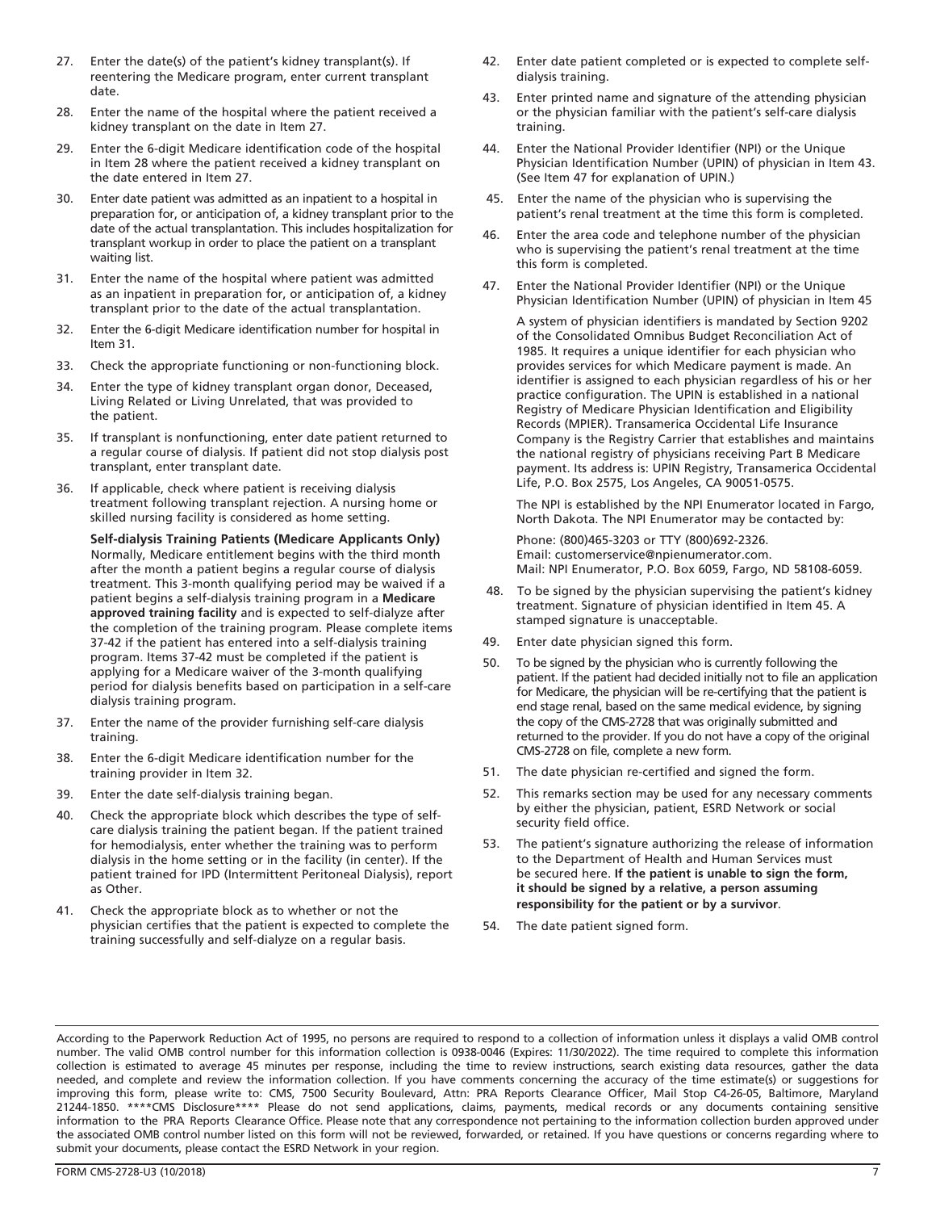27. Enter the date(s) of the patient's kidney transplant(s). If reentering the Medicare program, enter current transplant date.

28. Enter the name of the hospital where the patient received a kidney transplant on the date in Item 27.

29. Enter the 6-digit Medicare identification code of the hospital in Item 28 where the patient received a kidney transplant on the date entered in Item 27.

30. Enter date patient was admitted as an inpatient to a hospital in preparation for, or anticipation of, a kidney transplant prior to the date of the actual transplantation. This includes hospitalization for transplant workup in order to place the patient on a transplant waiting list.

31. Enter the name of the hospital where patient was admitted as an inpatient in preparation for, or anticipation of, a kidney transplant prior to the date of the actual transplantation.

32. Enter the 6-digit Medicare identification number for hospital in Item 31.

33. Check the appropriate functioning or non-functioning block.

34. Enter the type of kidney transplant organ donor, Deceased, Living Related or Living Unrelated, that was provided to the patient.

35. If transplant is nonfunctioning, enter date patient returned to a regular course of dialysis. If patient did not stop dialysis post transplant, enter transplant date.

36. If applicable, check where patient is receiving dialysis treatment following transplant rejection. A nursing home or skilled nursing facility is considered as home setting.

**Self-dialysis Training Patients (Medicare Applicants Only)**
Normally, Medicare entitlement begins with the third month after the month a patient begins a regular course of dialysis treatment. This 3-month qualifying period may be waived if a patient begins a self-dialysis training program in a **Medicare approved training facility** and is expected to self-dialyze after the completion of the training program. Please complete items 37-42 if the patient has entered into a self-dialysis training program. Items 37-42 must be completed if the patient is applying for a Medicare waiver of the 3-month qualifying period for dialysis benefits based on participation in a self-care dialysis training program.

37. Enter the name of the provider furnishing self-care dialysis training.

38. Enter the 6-digit Medicare identification number for the training provider in Item 32.

39. Enter the date self-dialysis training began.

40. Check the appropriate block which describes the type of self-care dialysis training the patient began. If the patient trained for hemodialysis, enter whether the training was to perform dialysis in the home setting or in the facility (in center). If the patient trained for IPD (Intermittent Peritoneal Dialysis), report as Other.

41. Check the appropriate block as to whether or not the physician certifies that the patient is expected to complete the training successfully and self-dialyze on a regular basis.

42. Enter date patient completed or is expected to complete self-dialysis training.

43. Enter printed name and signature of the attending physician or the physician familiar with the patient's self-care dialysis training.

44. Enter the National Provider Identifier (NPI) or the Unique Physician Identification Number (UPIN) of physician in Item 43. (See Item 47 for explanation of UPIN.)

45. Enter the name of the physician who is supervising the patient's renal treatment at the time this form is completed.

46. Enter the area code and telephone number of the physician who is supervising the patient's renal treatment at the time this form is completed.

47. Enter the National Provider Identifier (NPI) or the Unique Physician Identification Number (UPIN) of physician in Item 45

    A system of physician identifiers is mandated by Section 9202 of the Consolidated Omnibus Budget Reconciliation Act of 1985. It requires a unique identifier for each physician who provides services for which Medicare payment is made. An identifier is assigned to each physician regardless of his or her practice configuration. The UPIN is established in a national Registry of Medicare Physician Identification and Eligibility Records (MPIER). Transamerica Occidental Life Insurance Company is the Registry Carrier that establishes and maintains the national registry of physicians receiving Part B Medicare payment. Its address is: UPIN Registry, Transamerica Occidental Life, P.O. Box 2575, Los Angeles, CA 90051-0575.

    The NPI is established by the NPI Enumerator located in Fargo, North Dakota. The NPI Enumerator may be contacted by:

    Phone: (800)465-3203 or TTY (800)692-2326.
    Email: customerservice@npienumerator.com.
    Mail: NPI Enumerator, P.O. Box 6059, Fargo, ND 58108-6059.

48. To be signed by the physician supervising the patient's kidney treatment. Signature of physician identified in Item 45. A stamped signature is unacceptable.

49. Enter date physician signed this form.

50. To be signed by the physician who is currently following the patient. If the patient had decided initially not to file an application for Medicare, the physician will be re-certifying that the patient is end stage renal, based on the same medical evidence, by signing the copy of the CMS-2728 that was originally submitted and returned to the provider. If you do not have a copy of the original CMS-2728 on file, complete a new form.

51. The date physician re-certified and signed the form.

52. This remarks section may be used for any necessary comments by either the physician, patient, ESRD Network or social security field office.

53. The patient's signature authorizing the release of information to the Department of Health and Human Services must be secured here. **If the patient is unable to sign the form, it should be signed by a relative, a person assuming responsibility for the patient or by a survivor**.

54. The date patient signed form.

According to the Paperwork Reduction Act of 1995, no persons are required to respond to a collection of information unless it displays a valid OMB control number. The valid OMB control number for this information collection is 0938-0046 (Expires: 11/30/2022). The time required to complete this information collection is estimated to average 45 minutes per response, including the time to review instructions, search existing data resources, gather the data needed, and complete and review the information collection. If you have comments concerning the accuracy of the time estimate(s) or suggestions for improving this form, please write to: CMS, 7500 Security Boulevard, Attn: PRA Reports Clearance Officer, Mail Stop C4-26-05, Baltimore, Maryland 21244-1850. ****CMS Disclosure**** Please do not send applications, claims, payments, medical records or any documents containing sensitive information to the PRA Reports Clearance Office. Please note that any correspondence not pertaining to the information collection burden approved under the associated OMB control number listed on this form will not be reviewed, forwarded, or retained. If you have questions or concerns regarding where to submit your documents, please contact the ESRD Network in your region.

FORM CMS-2728-U3 (10/2018)